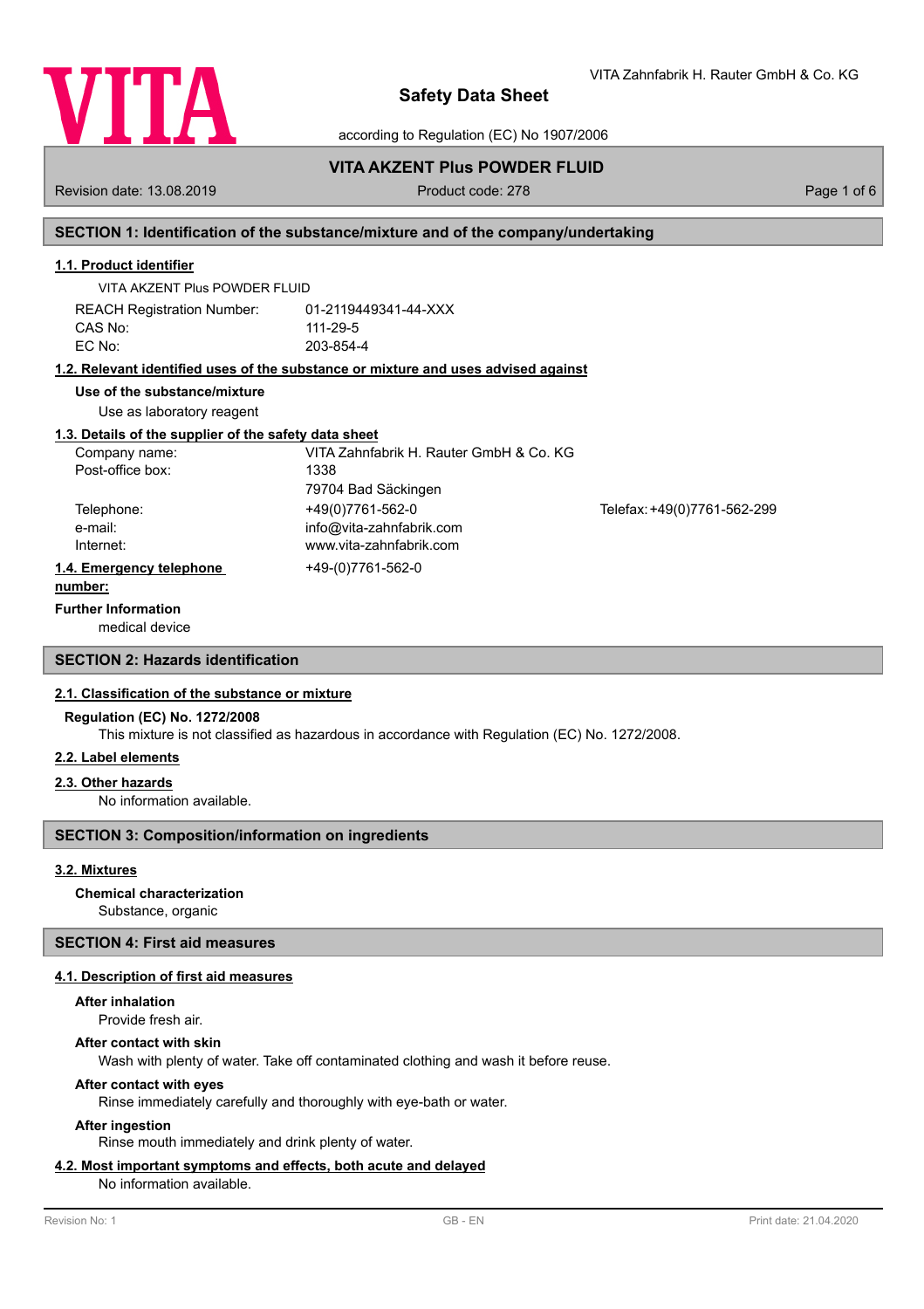# Safety Data Sheet

according to Regulation (EC) No 1907/2006

## VITA AKZENT Plus POWDER FLUID

Revision date: 13.08.2019 | Product code: 278

## SECTION 1: Identification of the substance/mixture and of the company/undertaking

### 1.1. Product identifier

VITA AKZENT Plus POWDER FLUID

REACH Registration Number: 01-2119449341-44-XXX
CAS No: 111-29-5
EC No: 203-854-4

### 1.2. Relevant identified uses of the substance or mixture and uses advised against

**Use of the substance/mixture**

Use as laboratory reagent

### 1.3. Details of the supplier of the safety data sheet

Company name: VITA Zahnfabrik H. Rauter GmbH & Co. KG
Post-office box: 1338
79704 Bad Säckingen
Telephone: +49(0)7761-562-0 | Telefax: +49(0)7761-562-299
e-mail: info@vita-zahnfabrik.com
Internet: www.vita-zahnfabrik.com

### 1.4. Emergency telephone number:

+49-(0)7761-562-0

**Further Information**

medical device

## SECTION 2: Hazards identification

### 2.1. Classification of the substance or mixture

**Regulation (EC) No. 1272/2008**

This mixture is not classified as hazardous in accordance with Regulation (EC) No. 1272/2008.

### 2.2. Label elements

### 2.3. Other hazards

No information available.

## SECTION 3: Composition/information on ingredients

### 3.2. Mixtures

**Chemical characterization**

Substance, organic

## SECTION 4: First aid measures

### 4.1. Description of first aid measures

**After inhalation**

Provide fresh air.

**After contact with skin**

Wash with plenty of water. Take off contaminated clothing and wash it before reuse.

**After contact with eyes**

Rinse immediately carefully and thoroughly with eye-bath or water.

**After ingestion**

Rinse mouth immediately and drink plenty of water.

### 4.2. Most important symptoms and effects, both acute and delayed

No information available.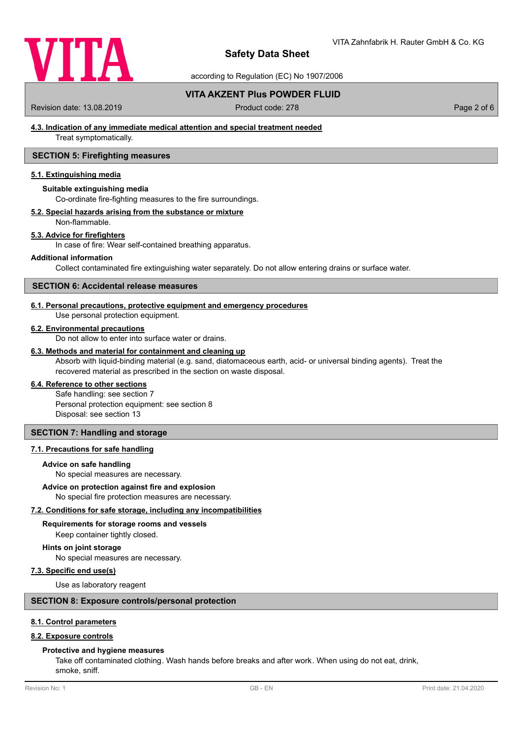### 4.3. Indication of any immediate medical attention and special treatment needed

Treat symptomatically.

## SECTION 5: Firefighting measures

### 5.1. Extinguishing media

**Suitable extinguishing media**

Co-ordinate fire-fighting measures to the fire surroundings.

### 5.2. Special hazards arising from the substance or mixture

Non-flammable.

### 5.3. Advice for firefighters

In case of fire: Wear self-contained breathing apparatus.

**Additional information**

Collect contaminated fire extinguishing water separately. Do not allow entering drains or surface water.

## SECTION 6: Accidental release measures

### 6.1. Personal precautions, protective equipment and emergency procedures

Use personal protection equipment.

### 6.2. Environmental precautions

Do not allow to enter into surface water or drains.

### 6.3. Methods and material for containment and cleaning up

Absorb with liquid-binding material (e.g. sand, diatomaceous earth, acid- or universal binding agents). Treat the recovered material as prescribed in the section on waste disposal.

### 6.4. Reference to other sections

Safe handling: see section 7
Personal protection equipment: see section 8
Disposal: see section 13

## SECTION 7: Handling and storage

### 7.1. Precautions for safe handling

**Advice on safe handling**

No special measures are necessary.

**Advice on protection against fire and explosion**

No special fire protection measures are necessary.

### 7.2. Conditions for safe storage, including any incompatibilities

**Requirements for storage rooms and vessels**

Keep container tightly closed.

**Hints on joint storage**

No special measures are necessary.

### 7.3. Specific end use(s)

Use as laboratory reagent

## SECTION 8: Exposure controls/personal protection

### 8.1. Control parameters

### 8.2. Exposure controls

**Protective and hygiene measures**

Take off contaminated clothing. Wash hands before breaks and after work. When using do not eat, drink, smoke, sniff.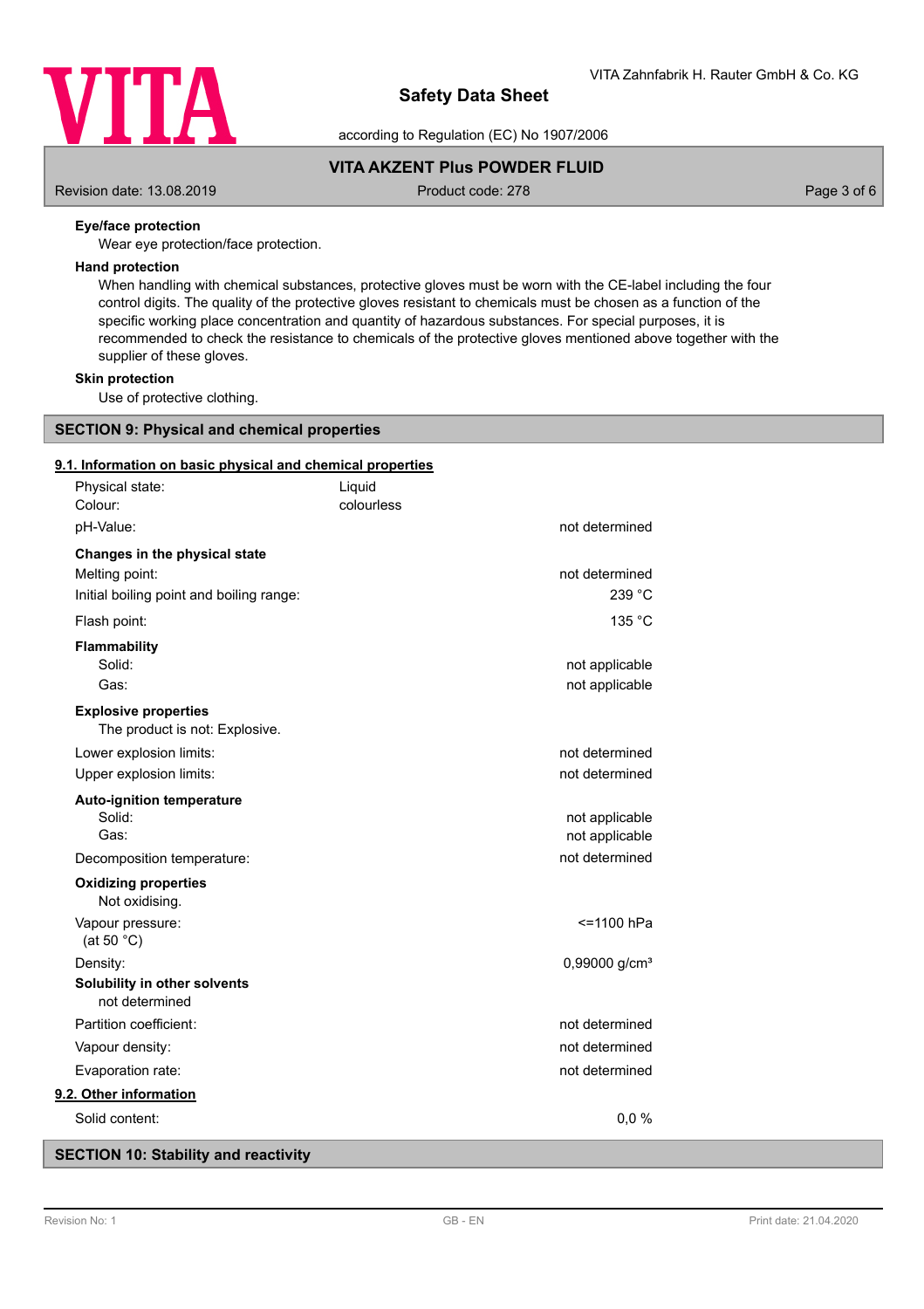**Eye/face protection**

Wear eye protection/face protection.

**Hand protection**

When handling with chemical substances, protective gloves must be worn with the CE-label including the four control digits. The quality of the protective gloves resistant to chemicals must be chosen as a function of the specific working place concentration and quantity of hazardous substances. For special purposes, it is recommended to check the resistance to chemicals of the protective gloves mentioned above together with the supplier of these gloves.

**Skin protection**

Use of protective clothing.

## SECTION 9: Physical and chemical properties

### 9.1. Information on basic physical and chemical properties

| | | |
|---|---|---|
| Physical state: | Liquid | |
| Colour: | colourless | |
| pH-Value: | | not determined |
| **Changes in the physical state** | | |
| Melting point: | | not determined |
| Initial boiling point and boiling range: | | 239 °C |
| Flash point: | | 135 °C |
| **Flammability** | | |
| Solid: | | not applicable |
| Gas: | | not applicable |
| **Explosive properties** | | |
| The product is not: Explosive. | | |
| Lower explosion limits: | | not determined |
| Upper explosion limits: | | not determined |
| **Auto-ignition temperature** | | |
| Solid: | | not applicable |
| Gas: | | not applicable |
| Decomposition temperature: | | not determined |
| **Oxidizing properties** | | |
| Not oxidising. | | |
| Vapour pressure: (at 50 °C) | | <=1100 hPa |
| Density: | | 0,99000 g/cm³ |
| **Solubility in other solvents** | | |
| not determined | | |
| Partition coefficient: | | not determined |
| Vapour density: | | not determined |
| Evaporation rate: | | not determined |

### 9.2. Other information

| | |
|---|---|
| Solid content: | 0,0 % |

## SECTION 10: Stability and reactivity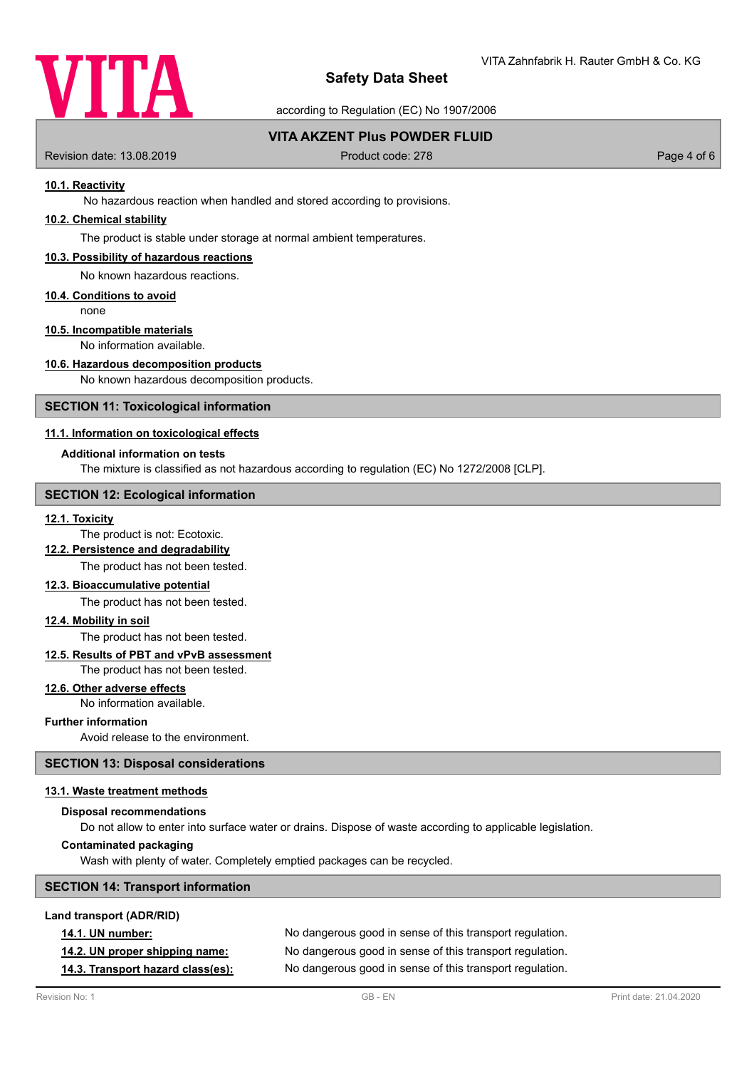#### 10.1. Reactivity

No hazardous reaction when handled and stored according to provisions.

#### 10.2. Chemical stability

The product is stable under storage at normal ambient temperatures.

#### 10.3. Possibility of hazardous reactions

No known hazardous reactions.

#### 10.4. Conditions to avoid

none

#### 10.5. Incompatible materials

No information available.

#### 10.6. Hazardous decomposition products

No known hazardous decomposition products.

## SECTION 11: Toxicological information

#### 11.1. Information on toxicological effects

**Additional information on tests**

The mixture is classified as not hazardous according to regulation (EC) No 1272/2008 [CLP].

## SECTION 12: Ecological information

#### 12.1. Toxicity

The product is not: Ecotoxic.

#### 12.2. Persistence and degradability

The product has not been tested.

#### 12.3. Bioaccumulative potential

The product has not been tested.

#### 12.4. Mobility in soil

The product has not been tested.

#### 12.5. Results of PBT and vPvB assessment

The product has not been tested.

#### 12.6. Other adverse effects

No information available.

**Further information**

Avoid release to the environment.

## SECTION 13: Disposal considerations

#### 13.1. Waste treatment methods

**Disposal recommendations**

Do not allow to enter into surface water or drains. Dispose of waste according to applicable legislation.

**Contaminated packaging**

Wash with plenty of water. Completely emptied packages can be recycled.

## SECTION 14: Transport information

**Land transport (ADR/RID)**

| | |
|---|---|
| **14.1. UN number:** | No dangerous good in sense of this transport regulation. |
| **14.2. UN proper shipping name:** | No dangerous good in sense of this transport regulation. |
| **14.3. Transport hazard class(es):** | No dangerous good in sense of this transport regulation. |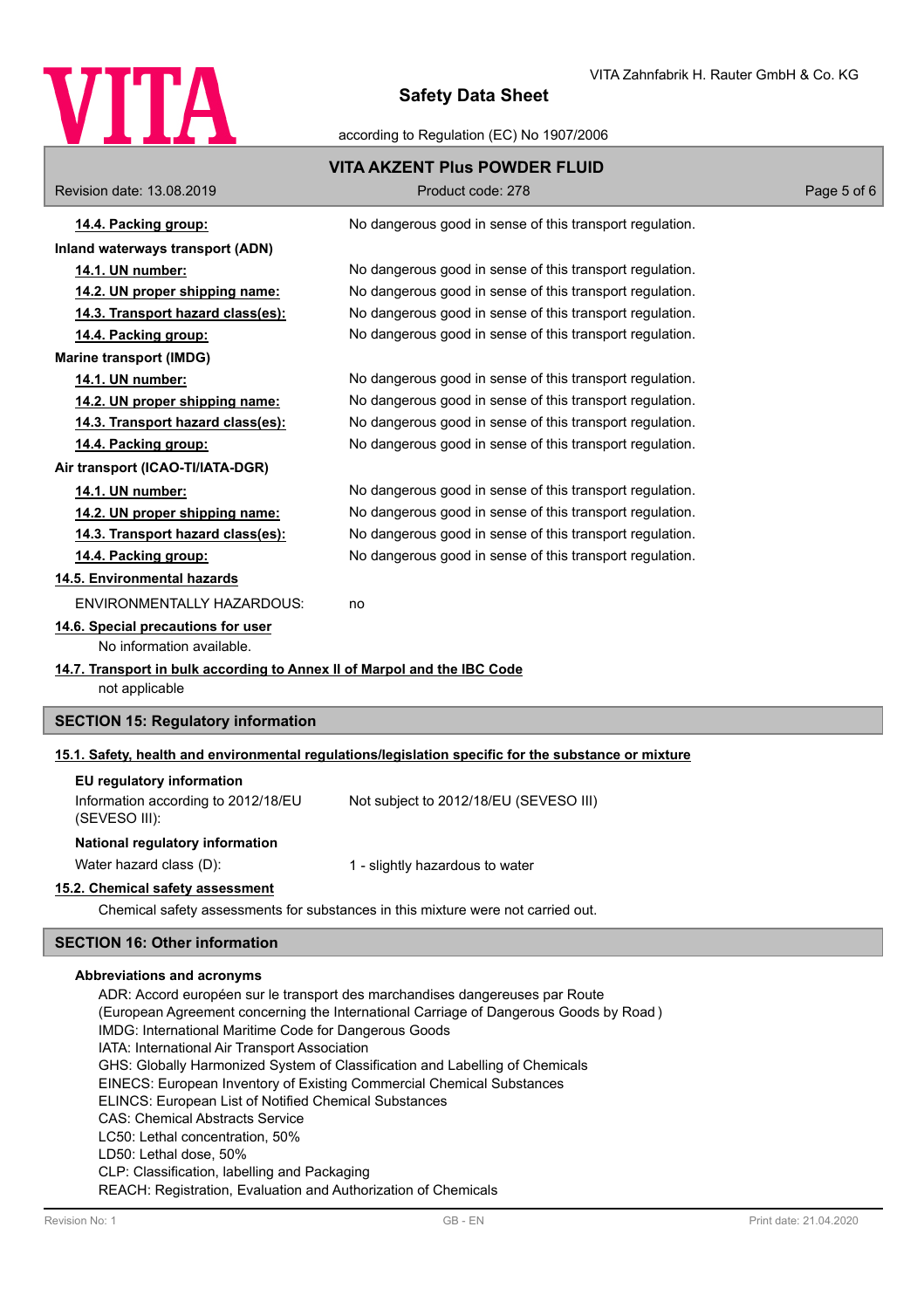**14.4. Packing group:** No dangerous good in sense of this transport regulation.

**Inland waterways transport (ADN)**

**14.1. UN number:** No dangerous good in sense of this transport regulation.

**14.2. UN proper shipping name:** No dangerous good in sense of this transport regulation.

**14.3. Transport hazard class(es):** No dangerous good in sense of this transport regulation.

**14.4. Packing group:** No dangerous good in sense of this transport regulation.

**Marine transport (IMDG)**

**14.1. UN number:** No dangerous good in sense of this transport regulation.

**14.2. UN proper shipping name:** No dangerous good in sense of this transport regulation.

**14.3. Transport hazard class(es):** No dangerous good in sense of this transport regulation.

**14.4. Packing group:** No dangerous good in sense of this transport regulation.

**Air transport (ICAO-TI/IATA-DGR)**

**14.1. UN number:** No dangerous good in sense of this transport regulation.

**14.2. UN proper shipping name:** No dangerous good in sense of this transport regulation.

**14.3. Transport hazard class(es):** No dangerous good in sense of this transport regulation.

**14.4. Packing group:** No dangerous good in sense of this transport regulation.

**14.5. Environmental hazards**

ENVIRONMENTALLY HAZARDOUS: no

**14.6. Special precautions for user**

No information available.

**14.7. Transport in bulk according to Annex II of Marpol and the IBC Code**

not applicable

## SECTION 15: Regulatory information

**15.1. Safety, health and environmental regulations/legislation specific for the substance or mixture**

**EU regulatory information**

Information according to 2012/18/EU (SEVESO III): Not subject to 2012/18/EU (SEVESO III)

**National regulatory information**

Water hazard class (D): 1 - slightly hazardous to water

**15.2. Chemical safety assessment**

Chemical safety assessments for substances in this mixture were not carried out.

## SECTION 16: Other information

**Abbreviations and acronyms**

ADR: Accord européen sur le transport des marchandises dangereuses par Route
(European Agreement concerning the International Carriage of Dangerous Goods by Road )
IMDG: International Maritime Code for Dangerous Goods
IATA: International Air Transport Association
GHS: Globally Harmonized System of Classification and Labelling of Chemicals
EINECS: European Inventory of Existing Commercial Chemical Substances
ELINCS: European List of Notified Chemical Substances
CAS: Chemical Abstracts Service
LC50: Lethal concentration, 50%
LD50: Lethal dose, 50%
CLP: Classification, labelling and Packaging
REACH: Registration, Evaluation and Authorization of Chemicals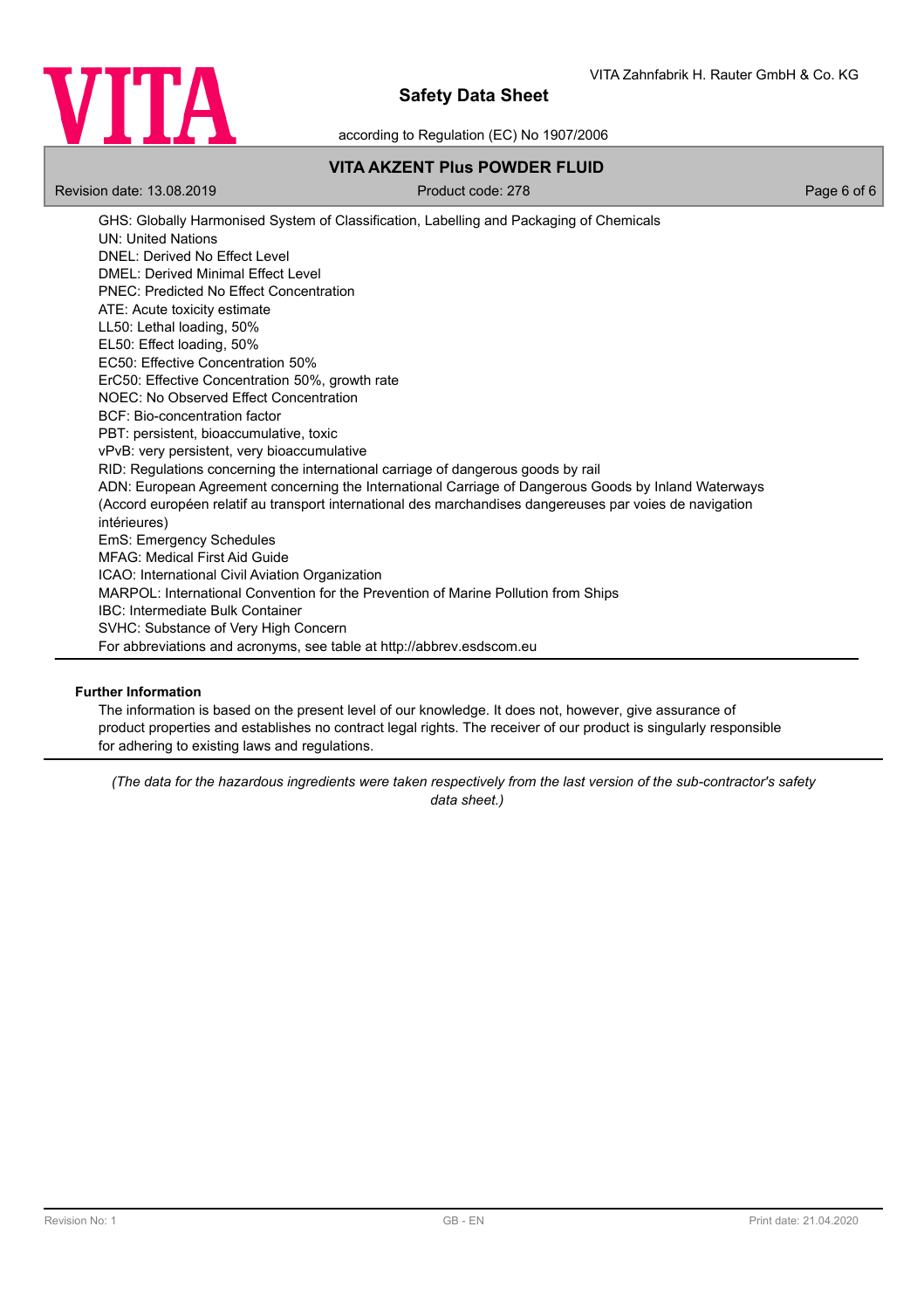GHS: Globally Harmonised System of Classification, Labelling and Packaging of Chemicals
UN: United Nations
DNEL: Derived No Effect Level
DMEL: Derived Minimal Effect Level
PNEC: Predicted No Effect Concentration
ATE: Acute toxicity estimate
LL50: Lethal loading, 50%
EL50: Effect loading, 50%
EC50: Effective Concentration 50%
ErC50: Effective Concentration 50%, growth rate
NOEC: No Observed Effect Concentration
BCF: Bio-concentration factor
PBT: persistent, bioaccumulative, toxic
vPvB: very persistent, very bioaccumulative
RID: Regulations concerning the international carriage of dangerous goods by rail
ADN: European Agreement concerning the International Carriage of Dangerous Goods by Inland Waterways (Accord européen relatif au transport international des marchandises dangereuses par voies de navigation intérieures)
EmS: Emergency Schedules
MFAG: Medical First Aid Guide
ICAO: International Civil Aviation Organization
MARPOL: International Convention for the Prevention of Marine Pollution from Ships
IBC: Intermediate Bulk Container
SVHC: Substance of Very High Concern
For abbreviations and acronyms, see table at http://abbrev.esdscom.eu

**Further Information**

The information is based on the present level of our knowledge. It does not, however, give assurance of product properties and establishes no contract legal rights. The receiver of our product is singularly responsible for adhering to existing laws and regulations.

*(The data for the hazardous ingredients were taken respectively from the last version of the sub-contractor's safety data sheet.)*